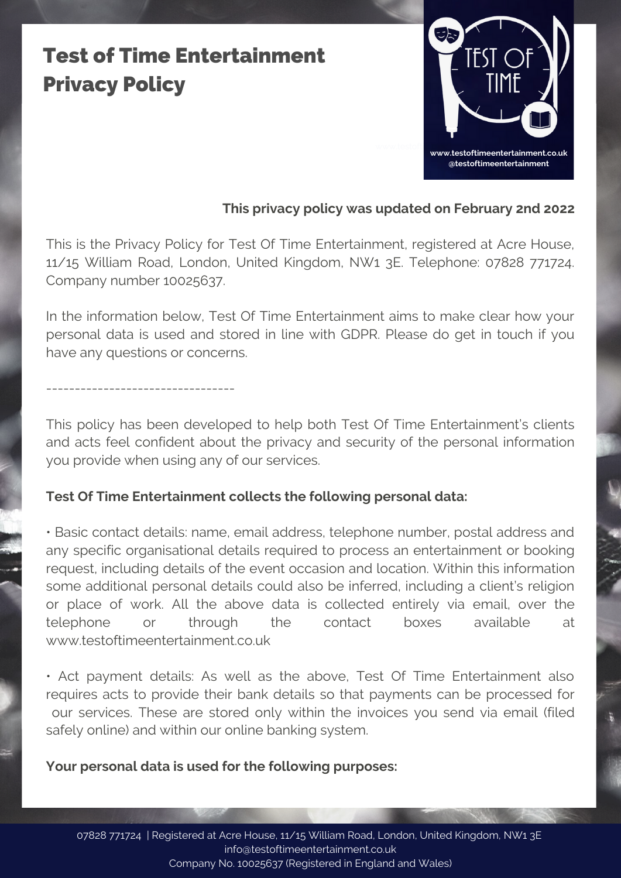# Test of Time Entertainment Privacy Policy

**This privacy policy was updated on February 2nd 2022**

This is the Privacy Policy for Test Of Time Entertainment, registered at Acre House, 11/15 William Road, London, United Kingdom, NW1 3E. Telephone: 07828 771724. Company number 10025637.

In the information below, Test Of Time Entertainment aims to make clear how your personal data is used and stored in line with GDPR. Please do get in touch if you have any questions or concerns.

---------------------------------

This policy has been developed to help both Test Of Time Entertainment's clients and acts feel confident about the privacy and security of the personal information you provide when using any of our services.

**Test Of Time Entertainment collects the following personal data:**

• Basic contact details: name, email address, telephone number, postal address and any specific organisational details required to process an entertainment or booking request, including details of the event occasion and location. Within this information some additional personal details could also be inferred, including a client's religion or place of work. All the above data is collected entirely via email, over the telephone or through the contact boxes available at www.testoftimeentertainment.co.uk

• Act payment details: As well as the above, Test Of Time Entertainment also requires acts to provide their bank details so that payments can be processed for our services. These are stored only within the invoices you send via email (filed safely online) and within our online banking system.

**Your personal data is used for the following purposes:**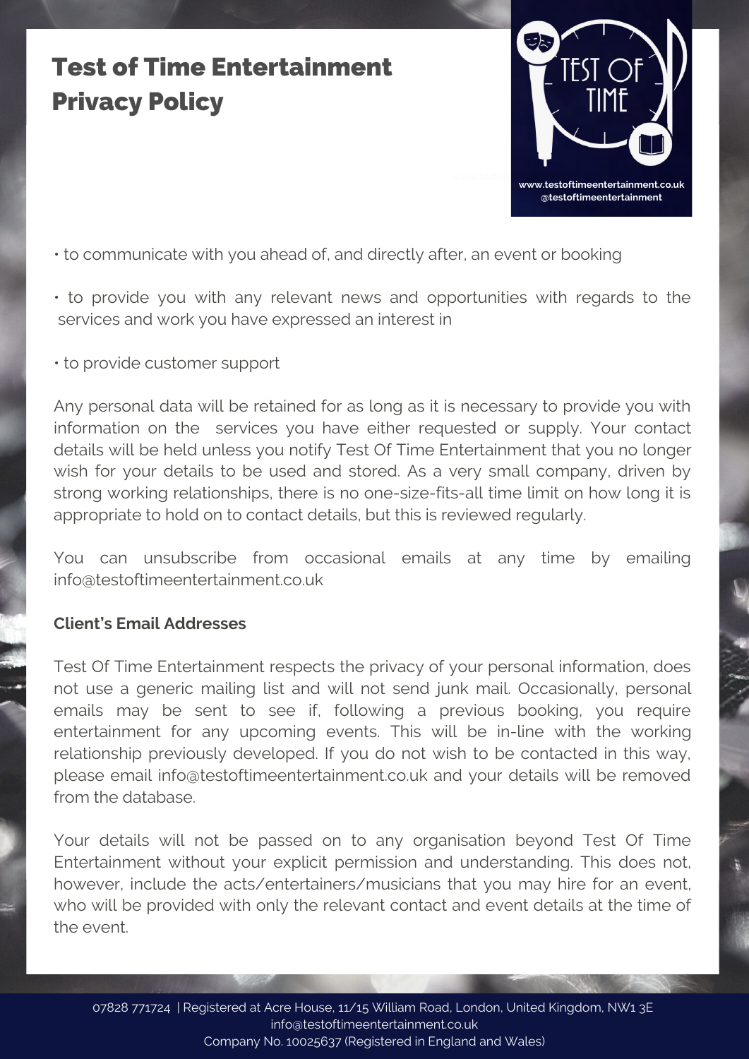# Test of Time Entertainment Privacy Policy

- to communicate with you ahead of, and directly after, an event or booking
- to provide you with any relevant news and opportunities with regards to the services and work you have expressed an interest in
- to provide customer support

Any personal data will be retained for as long as it is necessary to provide you with information on the services you have either requested or supply. Your contact details will be held unless you notify Test Of Time Entertainment that you no longer wish for your details to be used and stored. As a very small company, driven by strong working relationships, there is no one-size-fits-all time limit on how long it is appropriate to hold on to contact details, but this is reviewed regularly.

You can unsubscribe from occasional emails at any time by emailing info@testoftimeentertainment.co.uk

**Client's Email Addresses**

Test Of Time Entertainment respects the privacy of your personal information, does not use a generic mailing list and will not send junk mail. Occasionally, personal emails may be sent to see if, following a previous booking, you require entertainment for any upcoming events. This will be in-line with the working relationship previously developed. If you do not wish to be contacted in this way, please email info@testoftimeentertainment.co.uk and your details will be removed from the database.

Your details will not be passed on to any organisation beyond Test Of Time Entertainment without your explicit permission and understanding. This does not, however, include the acts/entertainers/musicians that you may hire for an event, who will be provided with only the relevant contact and event details at the time of the event.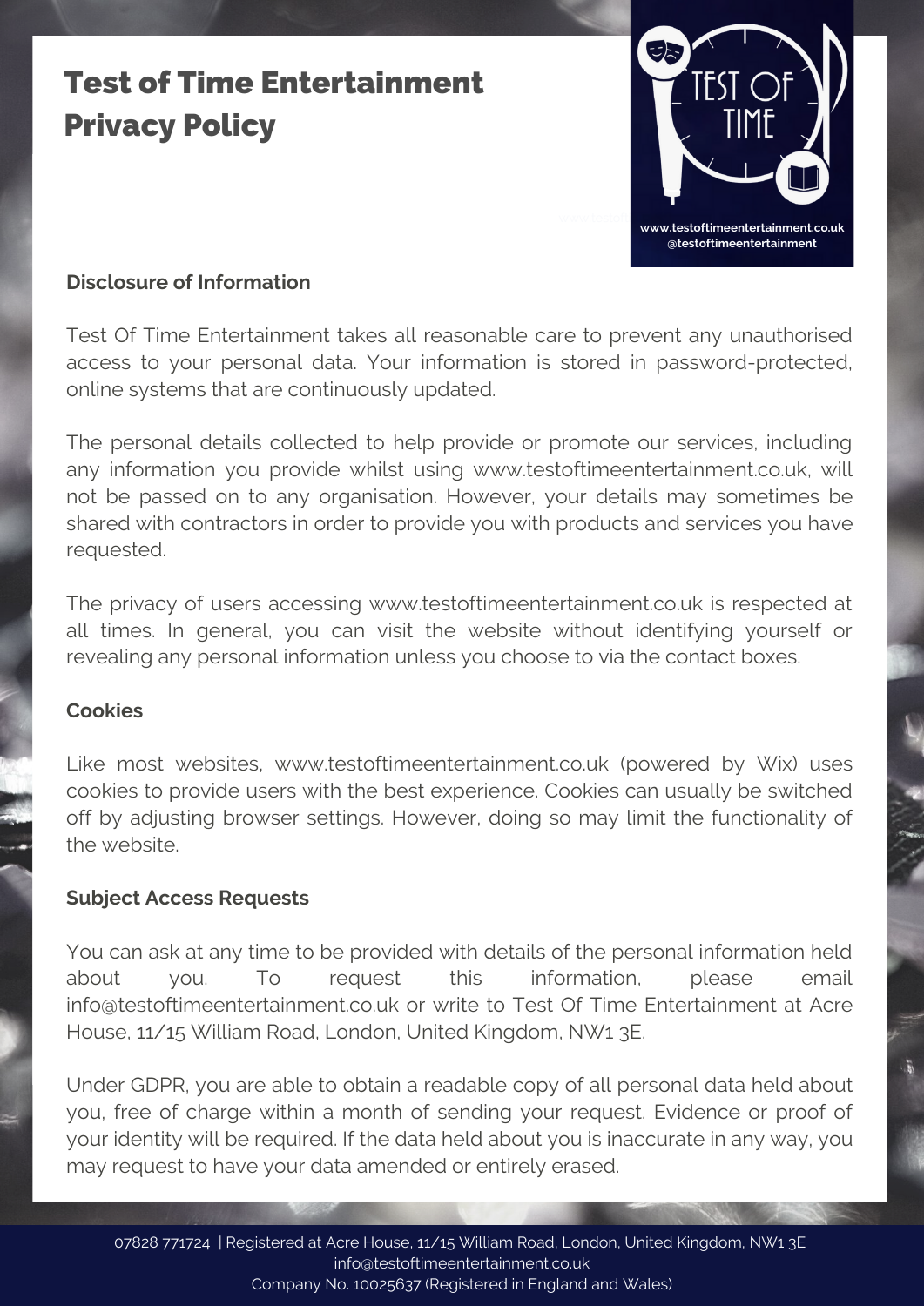# Test of Time Entertainment Privacy Policy

### Disclosure of Information

Test Of Time Entertainment takes all reasonable care to prevent any unauthorised access to your personal data. Your information is stored in password-protected, online systems that are continuously updated.

The personal details collected to help provide or promote our services, including any information you provide whilst using www.testoftimeentertainment.co.uk, will not be passed on to any organisation. However, your details may sometimes be shared with contractors in order to provide you with products and services you have requested.

The privacy of users accessing www.testoftimeentertainment.co.uk is respected at all times. In general, you can visit the website without identifying yourself or revealing any personal information unless you choose to via the contact boxes.

### Cookies

Like most websites, www.testoftimeentertainment.co.uk (powered by Wix) uses cookies to provide users with the best experience. Cookies can usually be switched off by adjusting browser settings. However, doing so may limit the functionality of the website.

### Subject Access Requests

You can ask at any time to be provided with details of the personal information held about you. To request this information, please email info@testoftimeentertainment.co.uk or write to Test Of Time Entertainment at Acre House, 11/15 William Road, London, United Kingdom, NW1 3E.

Under GDPR, you are able to obtain a readable copy of all personal data held about you, free of charge within a month of sending your request. Evidence or proof of your identity will be required. If the data held about you is inaccurate in any way, you may request to have your data amended or entirely erased.